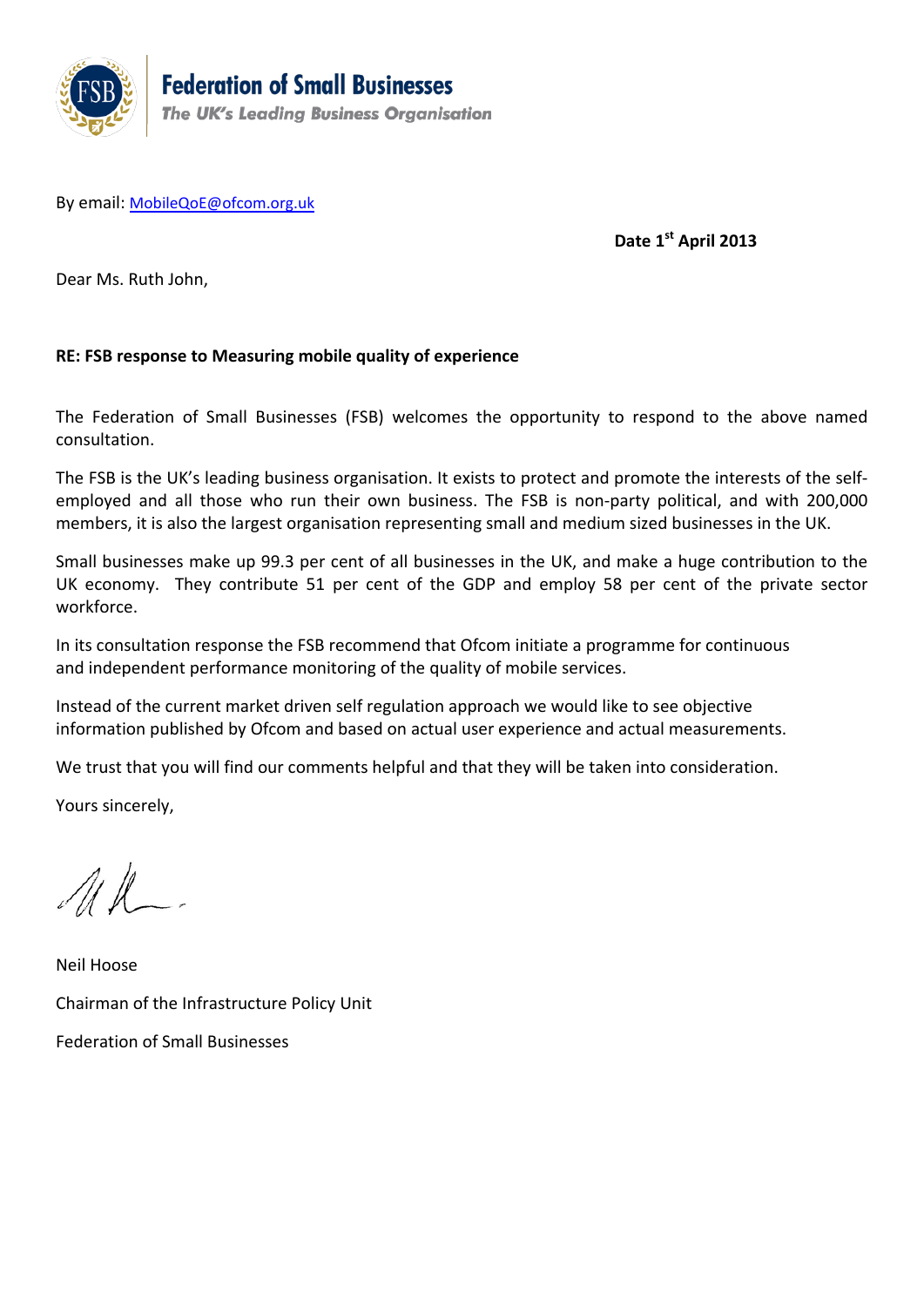**Federation of Small Businesses**

***The UK's Leading Business Organisation***

By email: [MobileQoE@ofcom.org.uk](mailto:MobileQoE@ofcom.org.uk)

**Date 1st April 2013**

Dear Ms. Ruth John,

**RE: FSB response to Measuring mobile quality of experience**

The Federation of Small Businesses (FSB) welcomes the opportunity to respond to the above named consultation.

The FSB is the UK's leading business organisation. It exists to protect and promote the interests of the self-employed and all those who run their own business. The FSB is non-party political, and with 200,000 members, it is also the largest organisation representing small and medium sized businesses in the UK.

Small businesses make up 99.3 per cent of all businesses in the UK, and make a huge contribution to the UK economy. They contribute 51 per cent of the GDP and employ 58 per cent of the private sector workforce.

In its consultation response the FSB recommend that Ofcom initiate a programme for continuous and independent performance monitoring of the quality of mobile services.

Instead of the current market driven self regulation approach we would like to see objective information published by Ofcom and based on actual user experience and actual measurements.

We trust that you will find our comments helpful and that they will be taken into consideration.

Yours sincerely,

Neil Hoose

Chairman of the Infrastructure Policy Unit

Federation of Small Businesses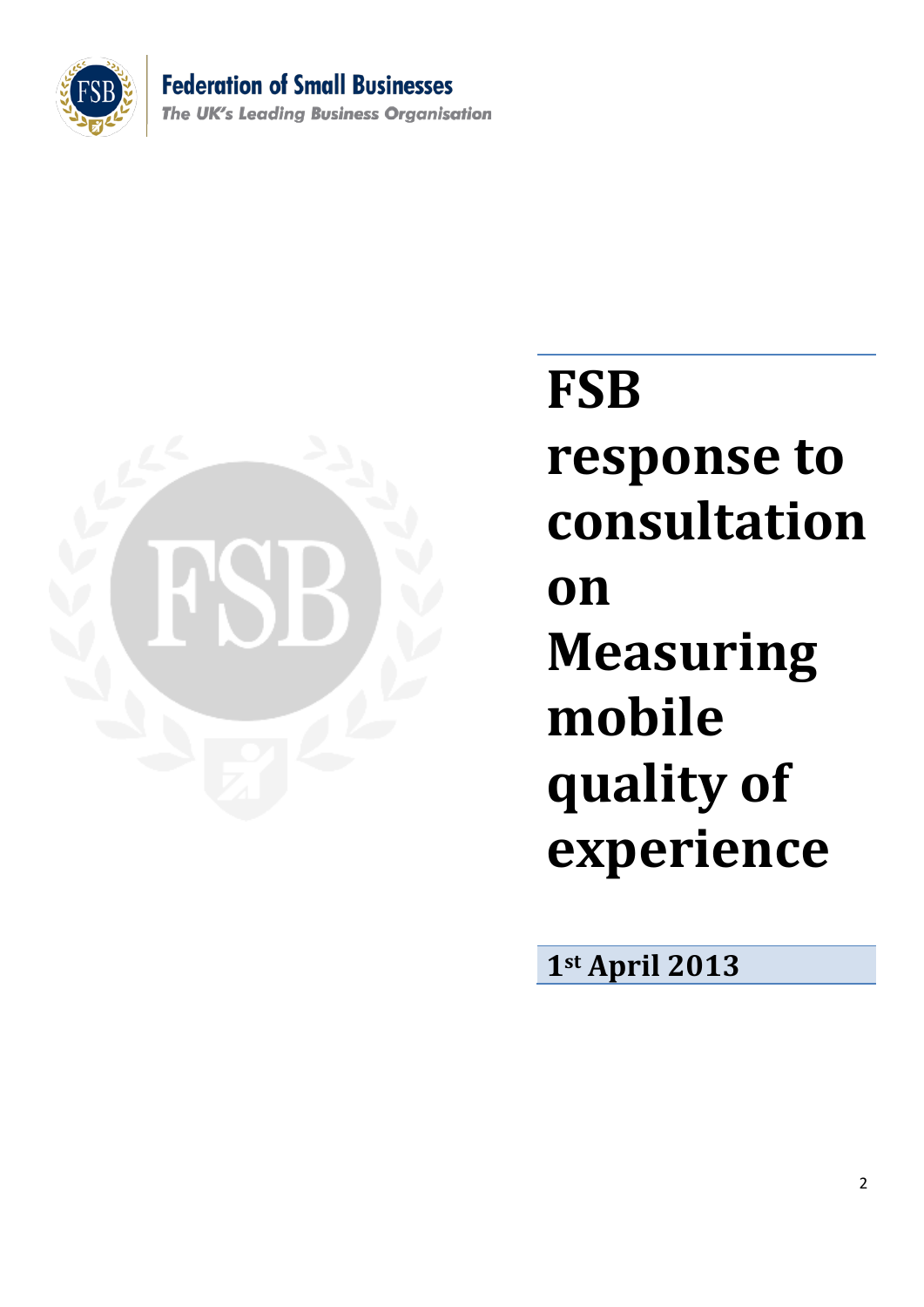Federation of Small Businesses

*The UK's Leading Business Organisation*

# FSB response to consultation on Measuring mobile quality of experience

**1st April 2013**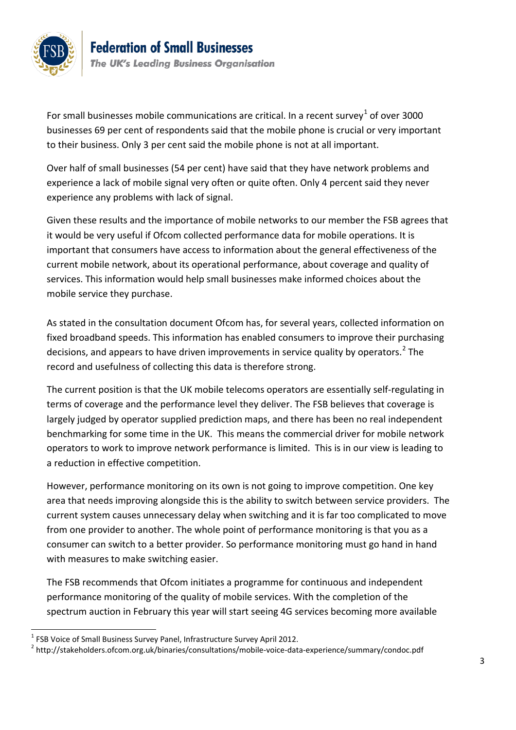For small businesses mobile communications are critical. In a recent survey[1] of over 3000 businesses 69 per cent of respondents said that the mobile phone is crucial or very important to their business. Only 3 per cent said the mobile phone is not at all important.

Over half of small businesses (54 per cent) have said that they have network problems and experience a lack of mobile signal very often or quite often. Only 4 percent said they never experience any problems with lack of signal.

Given these results and the importance of mobile networks to our member the FSB agrees that it would be very useful if Ofcom collected performance data for mobile operations. It is important that consumers have access to information about the general effectiveness of the current mobile network, about its operational performance, about coverage and quality of services. This information would help small businesses make informed choices about the mobile service they purchase.

As stated in the consultation document Ofcom has, for several years, collected information on fixed broadband speeds. This information has enabled consumers to improve their purchasing decisions, and appears to have driven improvements in service quality by operators.[2] The record and usefulness of collecting this data is therefore strong.

The current position is that the UK mobile telecoms operators are essentially self-regulating in terms of coverage and the performance level they deliver. The FSB believes that coverage is largely judged by operator supplied prediction maps, and there has been no real independent benchmarking for some time in the UK. This means the commercial driver for mobile network operators to work to improve network performance is limited. This is in our view is leading to a reduction in effective competition.

However, performance monitoring on its own is not going to improve competition. One key area that needs improving alongside this is the ability to switch between service providers. The current system causes unnecessary delay when switching and it is far too complicated to move from one provider to another. The whole point of performance monitoring is that you as a consumer can switch to a better provider. So performance monitoring must go hand in hand with measures to make switching easier.

The FSB recommends that Ofcom initiates a programme for continuous and independent performance monitoring of the quality of mobile services. With the completion of the spectrum auction in February this year will start seeing 4G services becoming more available

---

[1] FSB Voice of Small Business Survey Panel, Infrastructure Survey April 2012.

[2] http://stakeholders.ofcom.org.uk/binaries/consultations/mobile-voice-data-experience/summary/condoc.pdf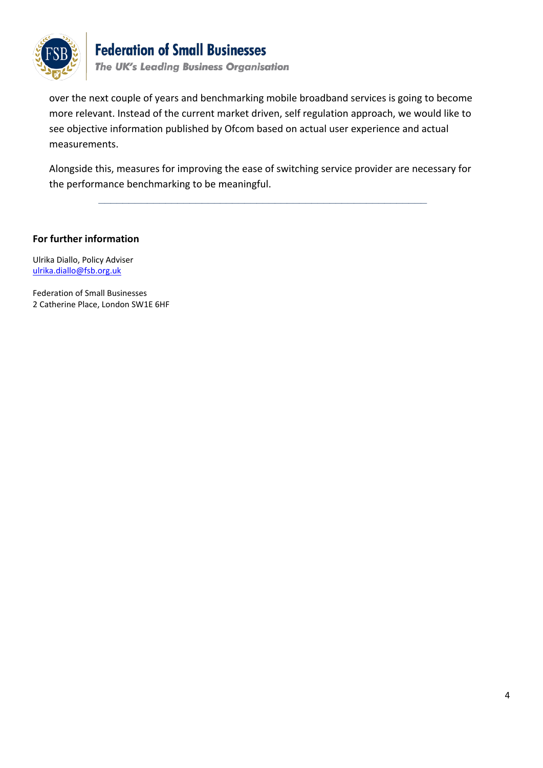over the next couple of years and benchmarking mobile broadband services is going to become more relevant. Instead of the current market driven, self regulation approach, we would like to see objective information published by Ofcom based on actual user experience and actual measurements.

Alongside this, measures for improving the ease of switching service provider are necessary for the performance benchmarking to be meaningful.

---

**For further information**

Ulrika Diallo, Policy Adviser
ulrika.diallo@fsb.org.uk

Federation of Small Businesses
2 Catherine Place, London SW1E 6HF